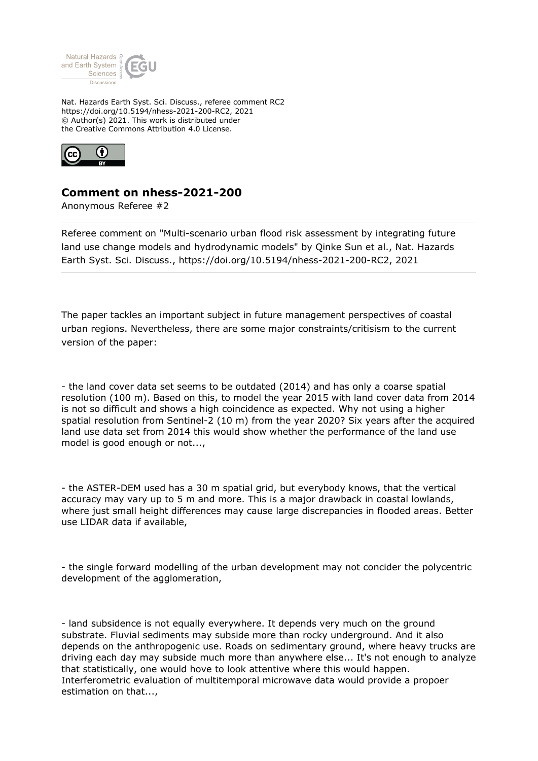Nat. Hazards Earth Syst. Sci. Discuss., referee comment RC2
https://doi.org/10.5194/nhess-2021-200-RC2, 2021
© Author(s) 2021. This work is distributed under
the Creative Commons Attribution 4.0 License.

## Comment on nhess-2021-200

Anonymous Referee #2

Referee comment on "Multi-scenario urban flood risk assessment by integrating future land use change models and hydrodynamic models" by Qinke Sun et al., Nat. Hazards Earth Syst. Sci. Discuss., https://doi.org/10.5194/nhess-2021-200-RC2, 2021

The paper tackles an important subject in future management perspectives of coastal urban regions. Nevertheless, there are some major constraints/critisism to the current version of the paper:

- the land cover data set seems to be outdated (2014) and has only a coarse spatial resolution (100 m). Based on this, to model the year 2015 with land cover data from 2014 is not so difficult and shows a high coincidence as expected. Why not using a higher spatial resolution from Sentinel-2 (10 m) from the year 2020? Six years after the acquired land use data set from 2014 this would show whether the performance of the land use model is good enough or not...,

- the ASTER-DEM used has a 30 m spatial grid, but everybody knows, that the vertical accuracy may vary up to 5 m and more. This is a major drawback in coastal lowlands, where just small height differences may cause large discrepancies in flooded areas. Better use LIDAR data if available,

- the single forward modelling of the urban development may not concider the polycentric development of the agglomeration,

- land subsidence is not equally everywhere. It depends very much on the ground substrate. Fluvial sediments may subside more than rocky underground. And it also depends on the anthropogenic use. Roads on sedimentary ground, where heavy trucks are driving each day may subside much more than anywhere else... It's not enough to analyze that statistically, one would hove to look attentive where this would happen. Interferometric evaluation of multitemporal microwave data would provide a propoer estimation on that...,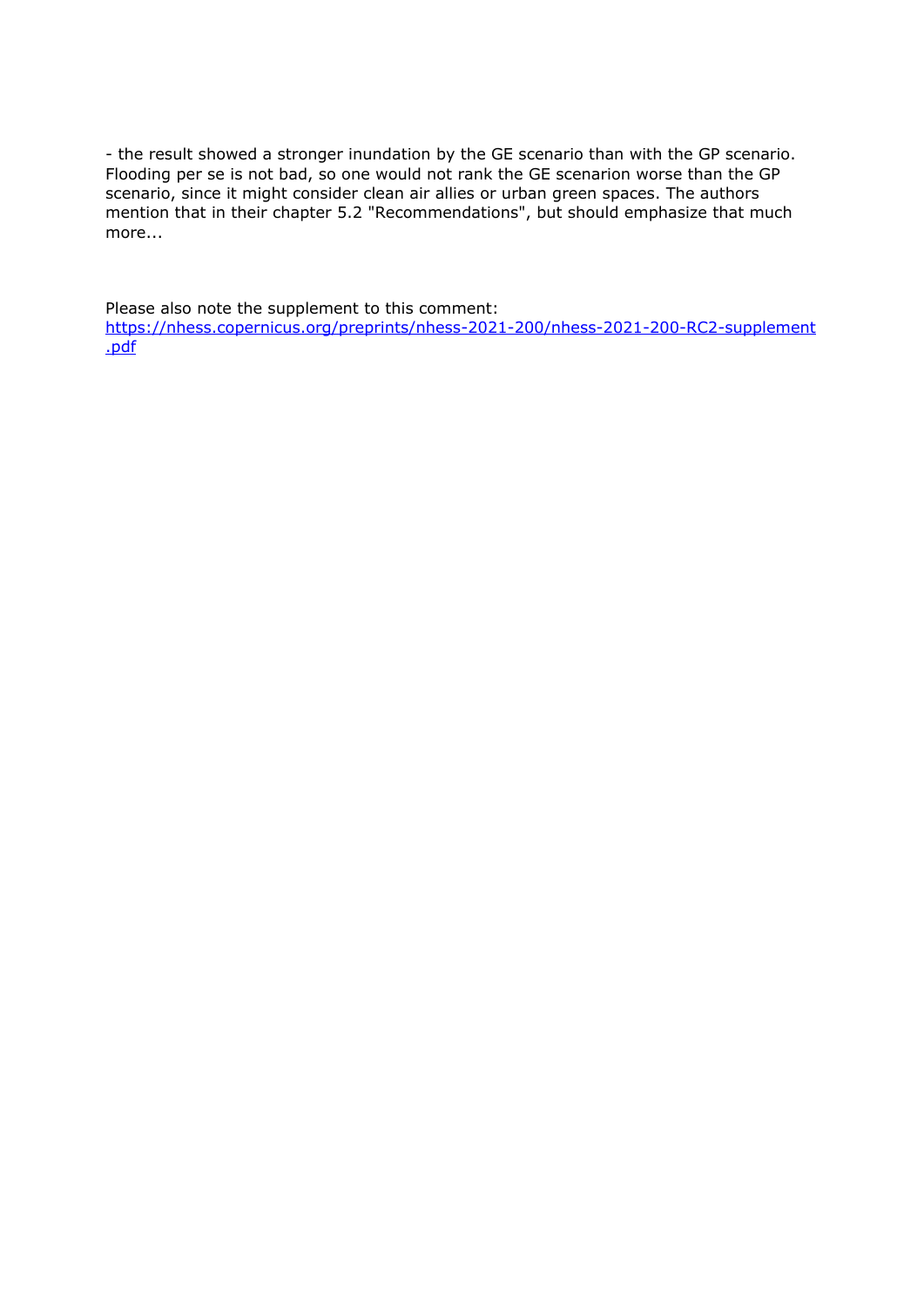- the result showed a stronger inundation by the GE scenario than with the GP scenario. Flooding per se is not bad, so one would not rank the GE scenarion worse than the GP scenario, since it might consider clean air allies or urban green spaces. The authors mention that in their chapter 5.2 "Recommendations", but should emphasize that much more...

Please also note the supplement to this comment:
https://nhess.copernicus.org/preprints/nhess-2021-200/nhess-2021-200-RC2-supplement.pdf